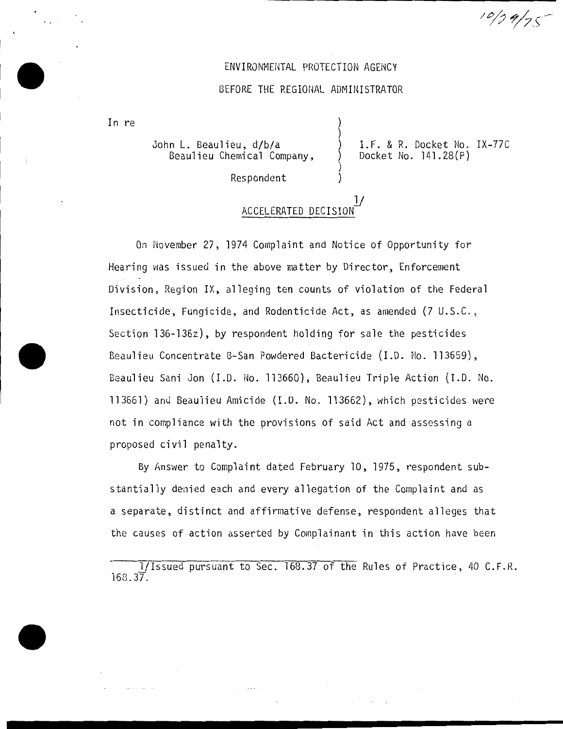10/29/75

ENVIRONMENTAL PROTECTION AGENCY

BEFORE THE REGIONAL ADMINISTRATOR

In re

John L. Beaulieu, d/b/a Beaulieu Chemical Company,

Respondent

I.F. & R. Docket No. IX-77C
Docket No. 141.28(P)

## ACCELERATED DECISION[1]

On November 27, 1974 Complaint and Notice of Opportunity for Hearing was issued in the above matter by Director, Enforcement Division, Region IX, alleging ten counts of violation of the Federal Insecticide, Fungicide, and Rodenticide Act, as amended (7 U.S.C., Section 136-136z), by respondent holding for sale the pesticides Beaulieu Concentrate B-San Powdered Bactericide (I.D. No. 113659), Beaulieu Sani Jon (I.D. No. 113660), Beaulieu Triple Action (I.D. No. 113661) and Beaulieu Amicide (I.D. No. 113662), which pesticides were not in compliance with the provisions of said Act and assessing a proposed civil penalty.

By Answer to Complaint dated February 10, 1975, respondent substantially denied each and every allegation of the Complaint and as a separate, distinct and affirmative defense, respondent alleges that the causes of action asserted by Complainant in this action have been

---

1/ Issued pursuant to Sec. 168.37 of the Rules of Practice, 40 C.F.R. 168.37.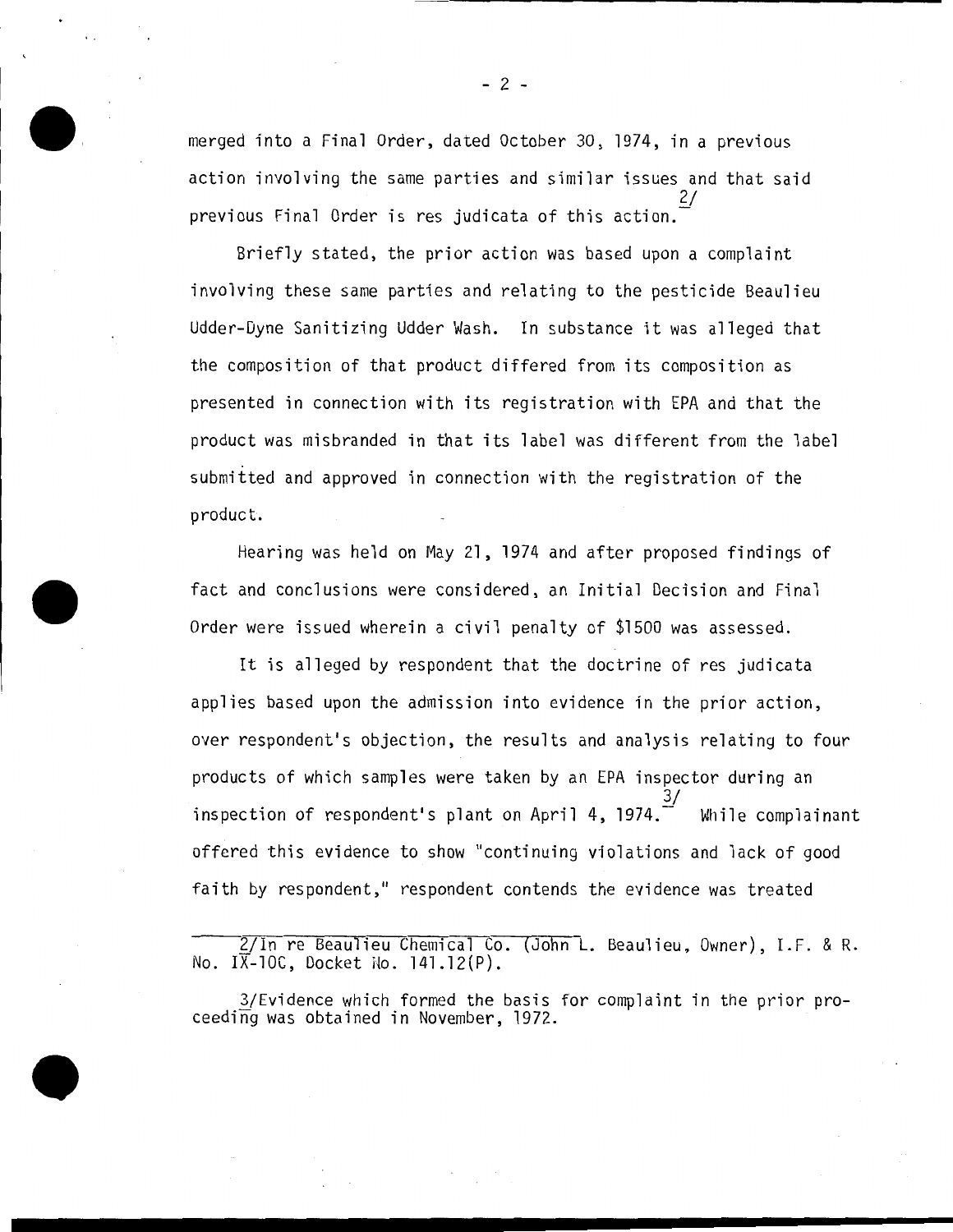merged into a Final Order, dated October 30, 1974, in a previous action involving the same parties and similar issues and that said previous Final Order is res judicata of this action.[2]

Briefly stated, the prior action was based upon a complaint involving these same parties and relating to the pesticide Beaulieu Udder-Dyne Sanitizing Udder Wash. In substance it was alleged that the composition of that product differed from its composition as presented in connection with its registration with EPA and that the product was misbranded in that its label was different from the label submitted and approved in connection with the registration of the product.

Hearing was held on May 21, 1974 and after proposed findings of fact and conclusions were considered, an Initial Decision and Final Order were issued wherein a civil penalty of $1500 was assessed.

It is alleged by respondent that the doctrine of res judicata applies based upon the admission into evidence in the prior action, over respondent's objection, the results and analysis relating to four products of which samples were taken by an EPA inspector during an inspection of respondent's plant on April 4, 1974.[3] While complainant offered this evidence to show "continuing violations and lack of good faith by respondent," respondent contends the evidence was treated

---

2/In re Beaulieu Chemical Co. (John L. Beaulieu, Owner), I.F. & R. No. IX-10C, Docket No. 141.12(P).

3/Evidence which formed the basis for complaint in the prior proceeding was obtained in November, 1972.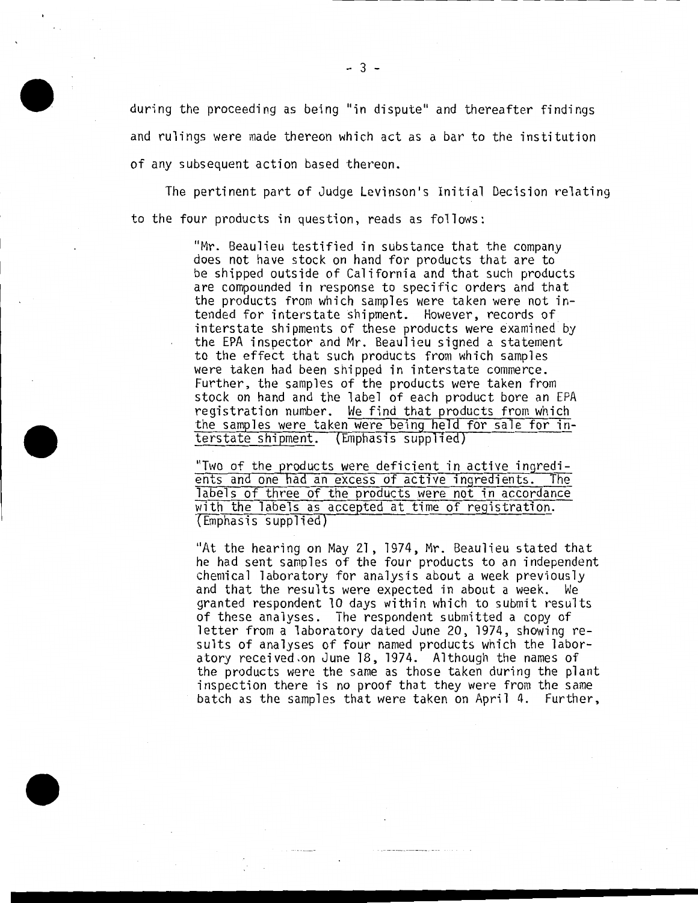during the proceeding as being "in dispute" and thereafter findings and rulings were made thereon which act as a bar to the institution of any subsequent action based thereon.

The pertinent part of Judge Levinson's Initial Decision relating to the four products in question, reads as follows:

> "Mr. Beaulieu testified in substance that the company does not have stock on hand for products that are to be shipped outside of California and that such products are compounded in response to specific orders and that the products from which samples were taken were not intended for interstate shipment. However, records of interstate shipments of these products were examined by the EPA inspector and Mr. Beaulieu signed a statement to the effect that such products from which samples were taken had been shipped in interstate commerce. Further, the samples of the products were taken from stock on hand and the label of each product bore an EPA registration number. <u>We find that products from which the samples were taken were being held for sale for interstate shipment.</u> (Emphasis supplied)
>
> "<u>Two of the products were deficient in active ingredients and one had an excess of active ingredients. The labels of three of the products were not in accordance with the labels as accepted at time of registration.</u> (Emphasis supplied)
>
> "At the hearing on May 21, 1974, Mr. Beaulieu stated that he had sent samples of the four products to an independent chemical laboratory for analysis about a week previously and that the results were expected in about a week. We granted respondent 10 days within which to submit results of these analyses. The respondent submitted a copy of letter from a laboratory dated June 20, 1974, showing results of analyses of four named products which the laboratory received on June 18, 1974. Although the names of the products were the same as those taken during the plant inspection there is no proof that they were from the same batch as the samples that were taken on April 4. Further,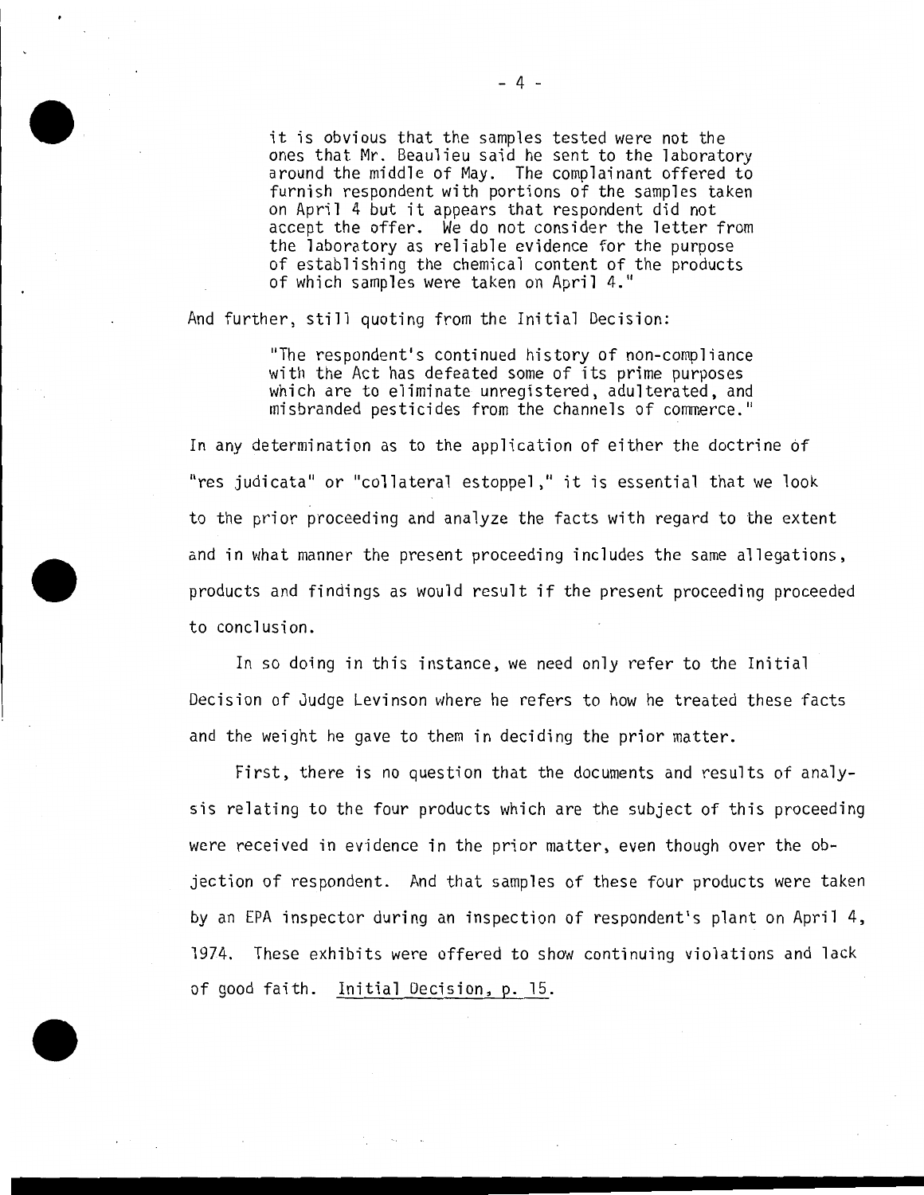> it is obvious that the samples tested were not the ones that Mr. Beaulieu said he sent to the laboratory around the middle of May. The complainant offered to furnish respondent with portions of the samples taken on April 4 but it appears that respondent did not accept the offer. We do not consider the letter from the laboratory as reliable evidence for the purpose of establishing the chemical content of the products of which samples were taken on April 4."

And further, still quoting from the Initial Decision:

> "The respondent's continued history of non-compliance with the Act has defeated some of its prime purposes which are to eliminate unregistered, adulterated, and misbranded pesticides from the channels of commerce."

In any determination as to the application of either the doctrine of "res judicata" or "collateral estoppel," it is essential that we look to the prior proceeding and analyze the facts with regard to the extent and in what manner the present proceeding includes the same allegations, products and findings as would result if the present proceeding proceeded to conclusion.

In so doing in this instance, we need only refer to the Initial Decision of Judge Levinson where he refers to how he treated these facts and the weight he gave to them in deciding the prior matter.

First, there is no question that the documents and results of analysis relating to the four products which are the subject of this proceeding were received in evidence in the prior matter, even though over the objection of respondent. And that samples of these four products were taken by an EPA inspector during an inspection of respondent's plant on April 4, 1974. These exhibits were offered to show continuing violations and lack of good faith. Initial Decision, p. 15.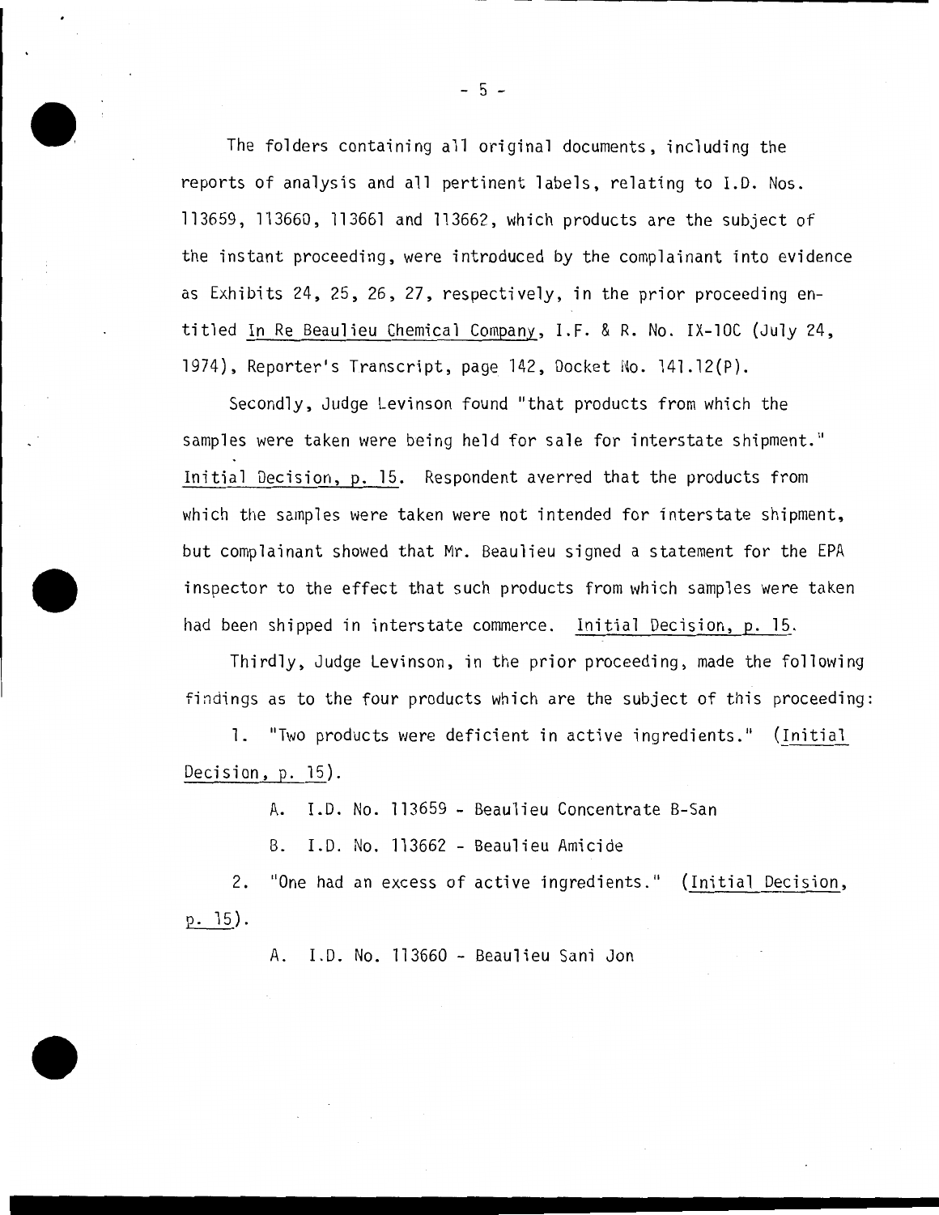The folders containing all original documents, including the reports of analysis and all pertinent labels, relating to I.D. Nos. 113659, 113660, 113661 and 113662, which products are the subject of the instant proceeding, were introduced by the complainant into evidence as Exhibits 24, 25, 26, 27, respectively, in the prior proceeding entitled In Re Beaulieu Chemical Company, I.F. & R. No. IX-10C (July 24, 1974), Reporter's Transcript, page 142, Docket No. 141.12(P).

Secondly, Judge Levinson found "that products from which the samples were taken were being held for sale for interstate shipment." Initial Decision, p. 15. Respondent averred that the products from which the samples were taken were not intended for interstate shipment, but complainant showed that Mr. Beaulieu signed a statement for the EPA inspector to the effect that such products from which samples were taken had been shipped in interstate commerce. Initial Decision, p. 15.

Thirdly, Judge Levinson, in the prior proceeding, made the following findings as to the four products which are the subject of this proceeding:

1. "Two products were deficient in active ingredients." (Initial Decision, p. 15).

   A. I.D. No. 113659 - Beaulieu Concentrate B-San

   B. I.D. No. 113662 - Beaulieu Amicide

2. "One had an excess of active ingredients." (Initial Decision, p. 15).

   A. I.D. No. 113660 - Beaulieu Sani Jon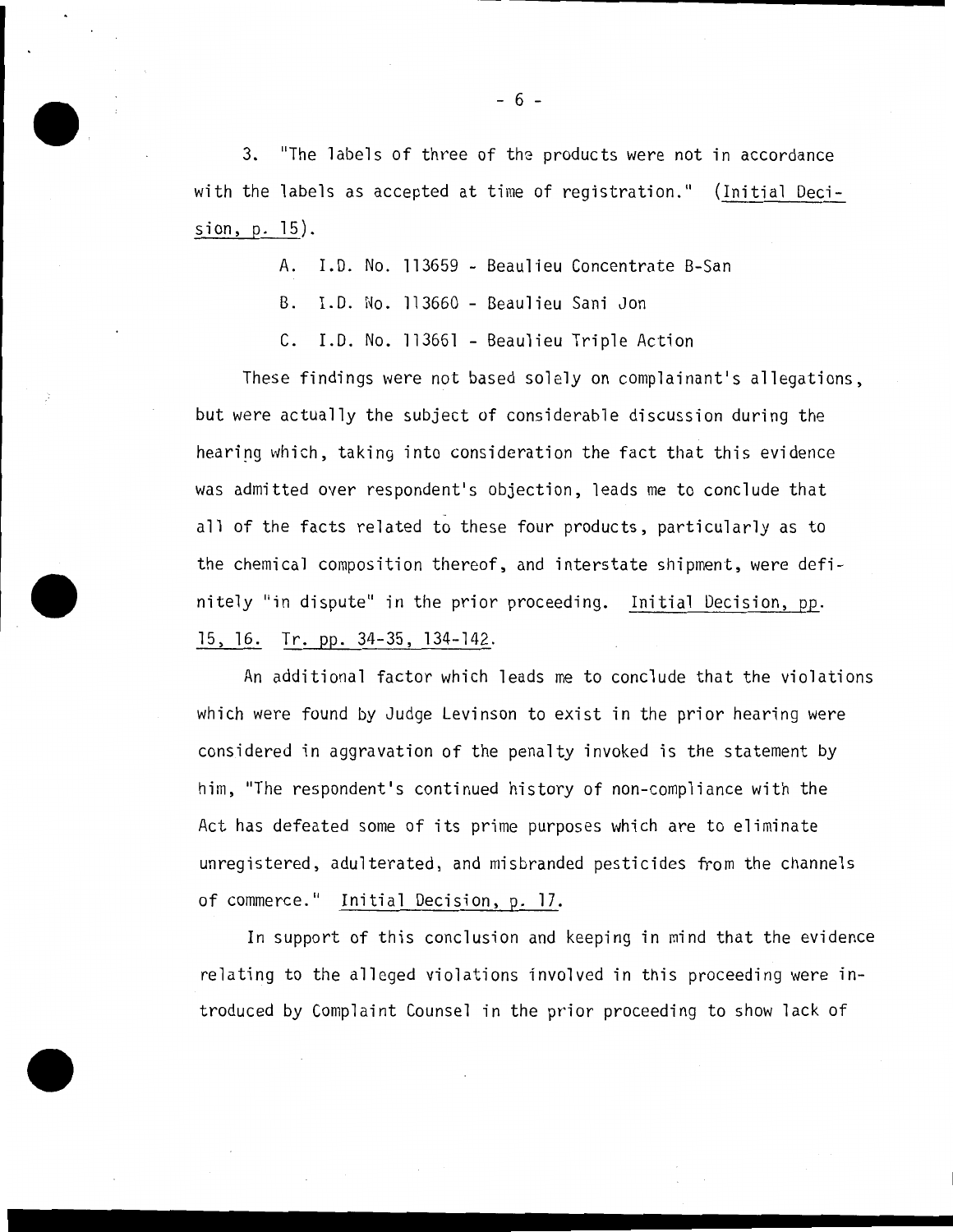3. "The labels of three of the products were not in accordance with the labels as accepted at time of registration." (Initial Decision, p. 15).

A. I.D. No. 113659 - Beaulieu Concentrate B-San

B. I.D. No. 113660 - Beaulieu Sani Jon

C. I.D. No. 113661 - Beaulieu Triple Action

These findings were not based solely on complainant's allegations, but were actually the subject of considerable discussion during the hearing which, taking into consideration the fact that this evidence was admitted over respondent's objection, leads me to conclude that all of the facts related to these four products, particularly as to the chemical composition thereof, and interstate shipment, were definitely "in dispute" in the prior proceeding. Initial Decision, pp. 15, 16. Tr. pp. 34-35, 134-142.

An additional factor which leads me to conclude that the violations which were found by Judge Levinson to exist in the prior hearing were considered in aggravation of the penalty invoked is the statement by him, "The respondent's continued history of non-compliance with the Act has defeated some of its prime purposes which are to eliminate unregistered, adulterated, and misbranded pesticides from the channels of commerce." Initial Decision, p. 17.

In support of this conclusion and keeping in mind that the evidence relating to the alleged violations involved in this proceeding were introduced by Complaint Counsel in the prior proceeding to show lack of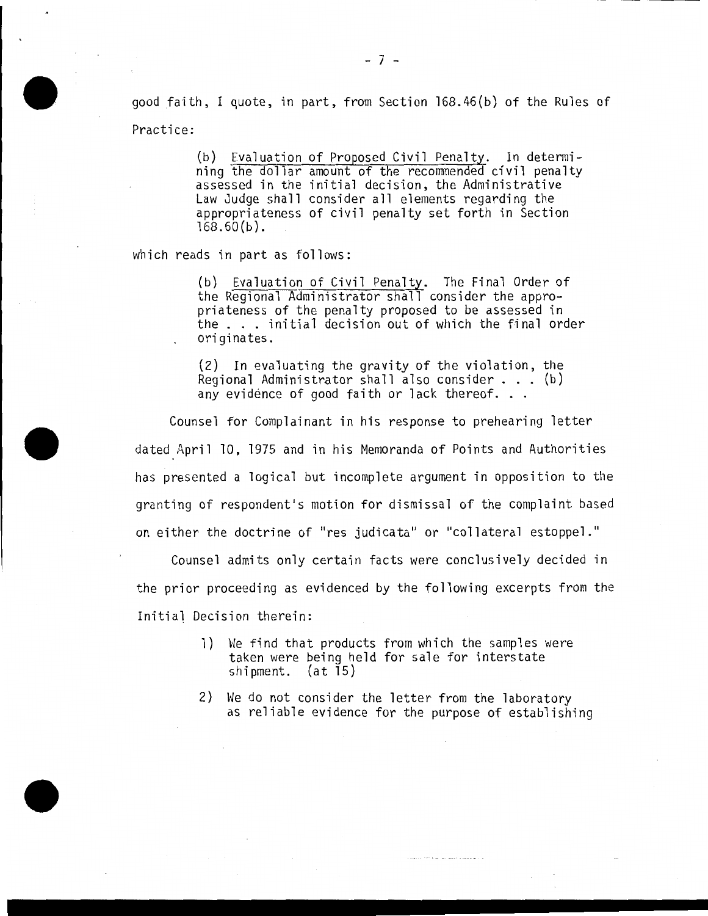good faith, I quote, in part, from Section 168.46(b) of the Rules of Practice:

> (b) Evaluation of Proposed Civil Penalty. In determining the dollar amount of the recommended civil penalty assessed in the initial decision, the Administrative Law Judge shall consider all elements regarding the appropriateness of civil penalty set forth in Section 168.60(b).

which reads in part as follows:

> (b) Evaluation of Civil Penalty. The Final Order of the Regional Administrator shall consider the appropriateness of the penalty proposed to be assessed in the . . . initial decision out of which the final order originates.
>
> (2) In evaluating the gravity of the violation, the Regional Administrator shall also consider . . . (b) any evidence of good faith or lack thereof. . .

Counsel for Complainant in his response to prehearing letter dated April 10, 1975 and in his Memoranda of Points and Authorities has presented a logical but incomplete argument in opposition to the granting of respondent's motion for dismissal of the complaint based on either the doctrine of "res judicata" or "collateral estoppel."

Counsel admits only certain facts were conclusively decided in the prior proceeding as evidenced by the following excerpts from the Initial Decision therein:

> 1) We find that products from which the samples were taken were being held for sale for interstate shipment. (at 15)
>
> 2) We do not consider the letter from the laboratory as reliable evidence for the purpose of establishing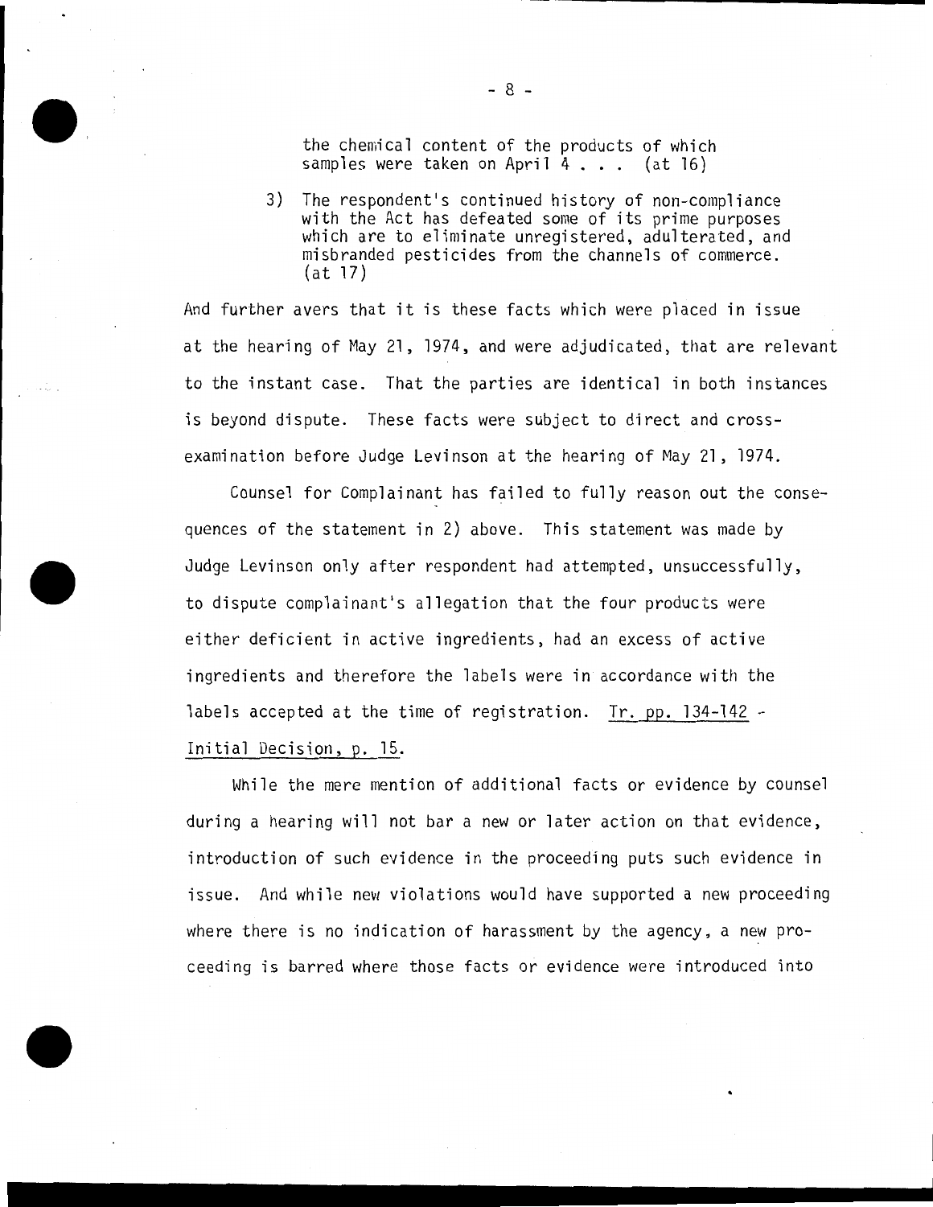the chemical content of the products of which samples were taken on April 4 . . . (at 16)

3) The respondent's continued history of non-compliance with the Act has defeated some of its prime purposes which are to eliminate unregistered, adulterated, and misbranded pesticides from the channels of commerce. (at 17)

And further avers that it is these facts which were placed in issue at the hearing of May 21, 1974, and were adjudicated, that are relevant to the instant case. That the parties are identical in both instances is beyond dispute. These facts were subject to direct and cross-examination before Judge Levinson at the hearing of May 21, 1974.

Counsel for Complainant has failed to fully reason out the consequences of the statement in 2) above. This statement was made by Judge Levinson only after respondent had attempted, unsuccessfully, to dispute complainant's allegation that the four products were either deficient in active ingredients, had an excess of active ingredients and therefore the labels were in accordance with the labels accepted at the time of registration. Tr. pp. 134-142 - Initial Decision, p. 15.

While the mere mention of additional facts or evidence by counsel during a hearing will not bar a new or later action on that evidence, introduction of such evidence in the proceeding puts such evidence in issue. And while new violations would have supported a new proceeding where there is no indication of harassment by the agency, a new proceeding is barred where those facts or evidence were introduced into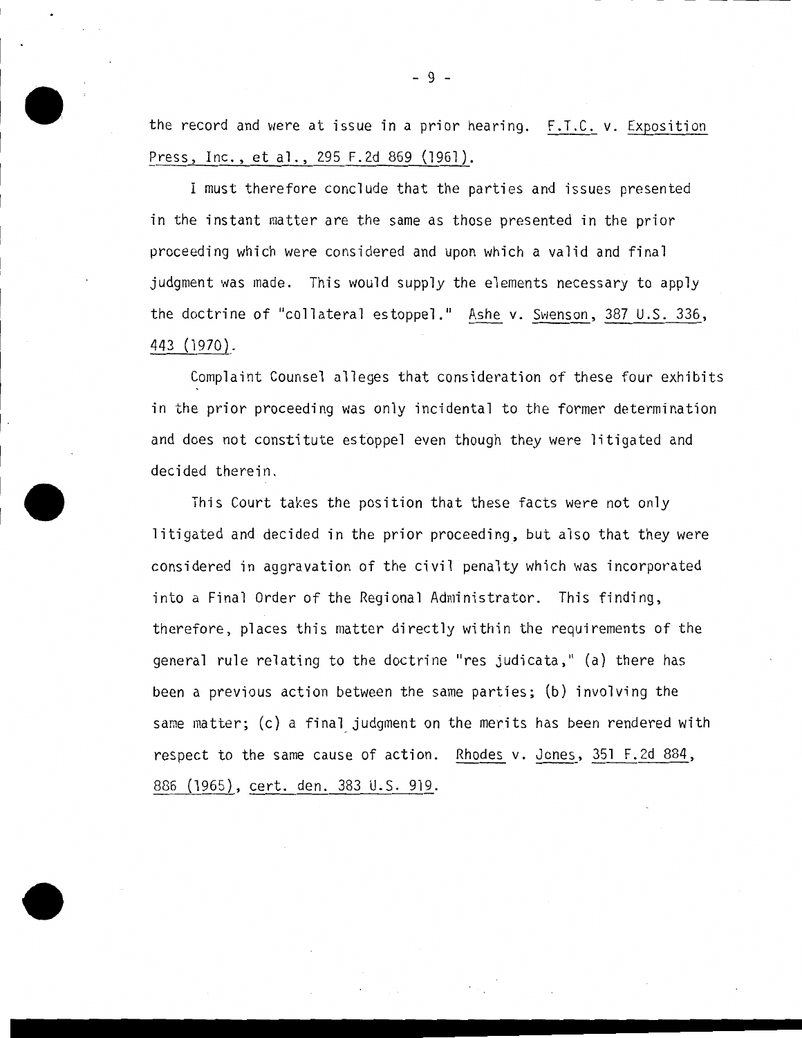the record and were at issue in a prior hearing. <u>F.T.C.</u> v. <u>Exposition Press, Inc., et al., 295 F.2d 869 (1961)</u>.

I must therefore conclude that the parties and issues presented in the instant matter are the same as those presented in the prior proceeding which were considered and upon which a valid and final judgment was made. This would supply the elements necessary to apply the doctrine of "collateral estoppel." <u>Ashe</u> v. <u>Swenson, 387 U.S. 336, 443 (1970)</u>.

Complaint Counsel alleges that consideration of these four exhibits in the prior proceeding was only incidental to the former determination and does not constitute estoppel even though they were litigated and decided therein.

This Court takes the position that these facts were not only litigated and decided in the prior proceeding, but also that they were considered in aggravation of the civil penalty which was incorporated into a Final Order of the Regional Administrator. This finding, therefore, places this matter directly within the requirements of the general rule relating to the doctrine "res judicata," (a) there has been a previous action between the same parties; (b) involving the same matter; (c) a final judgment on the merits has been rendered with respect to the same cause of action. <u>Rhodes</u> v. <u>Jones, 351 F.2d 884, 886 (1965)</u>, <u>cert. den. 383 U.S. 919</u>.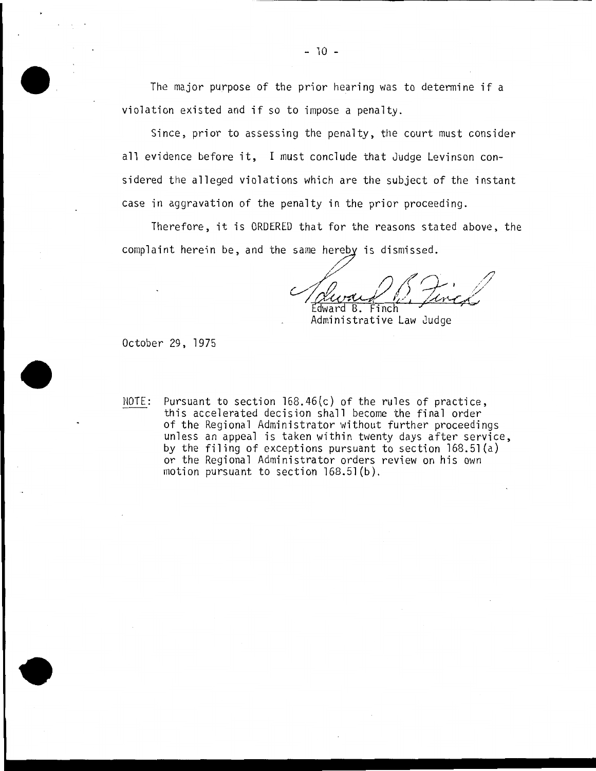The major purpose of the prior hearing was to determine if a violation existed and if so to impose a penalty.

Since, prior to assessing the penalty, the court must consider all evidence before it, I must conclude that Judge Levinson considered the alleged violations which are the subject of the instant case in aggravation of the penalty in the prior proceeding.

Therefore, it is ORDERED that for the reasons stated above, the complaint herein be, and the same hereby is dismissed.

Edward B. Finch
Administrative Law Judge

October 29, 1975

NOTE: Pursuant to section 168.46(c) of the rules of practice, this accelerated decision shall become the final order of the Regional Administrator without further proceedings unless an appeal is taken within twenty days after service, by the filing of exceptions pursuant to section 168.51(a) or the Regional Administrator orders review on his own motion pursuant to section 168.51(b).